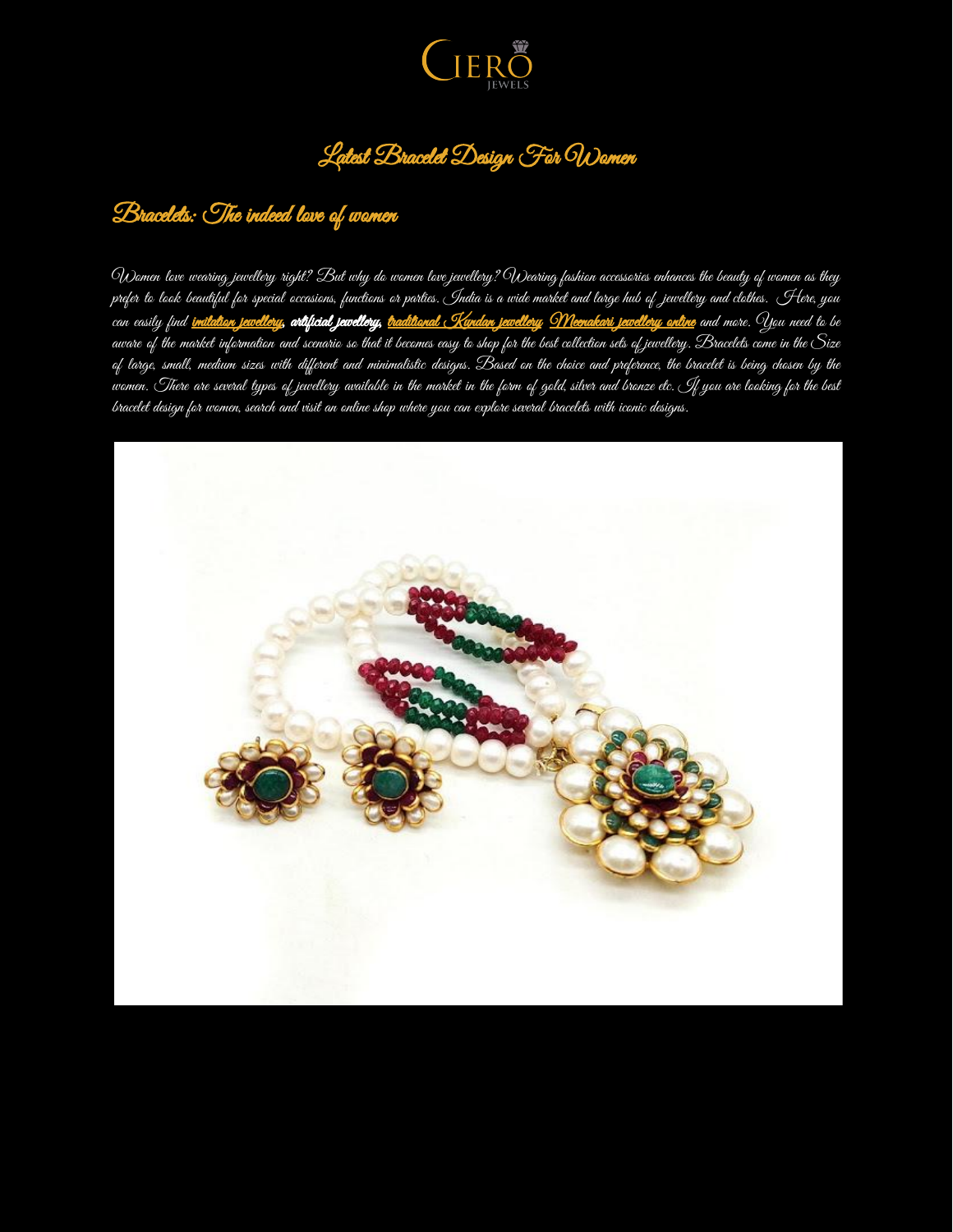# Latest Bracelet Design For Women

## Bracelets: The indeed love of women

Women love wearing jewellery right? But why do women love jewellery? Wearing fashion accessories enhances the beauty of women as they prefer to look beautiful for special occasions, functions or parties. India is a wide market and large hub of jewellery and clothes. Here, you can easily find **imitation jewellery**, **artificial jewellery**, **traditional Kundan jewellery**, **Meenakari jewellery online** and more. You need to be aware of the market information and scenario so that it becomes easy to shop for the best collection sets of jewellery. Bracelets come in the Size of large, small, medium sizes with different and minimalistic designs. Based on the choice and preference, the bracelet is being chosen by the women. There are several types of jewellery available in the market in the form of gold, silver and bronze etc. If you are looking for the best bracelet design for women, search and visit an online shop where you can explore several bracelets with iconic designs.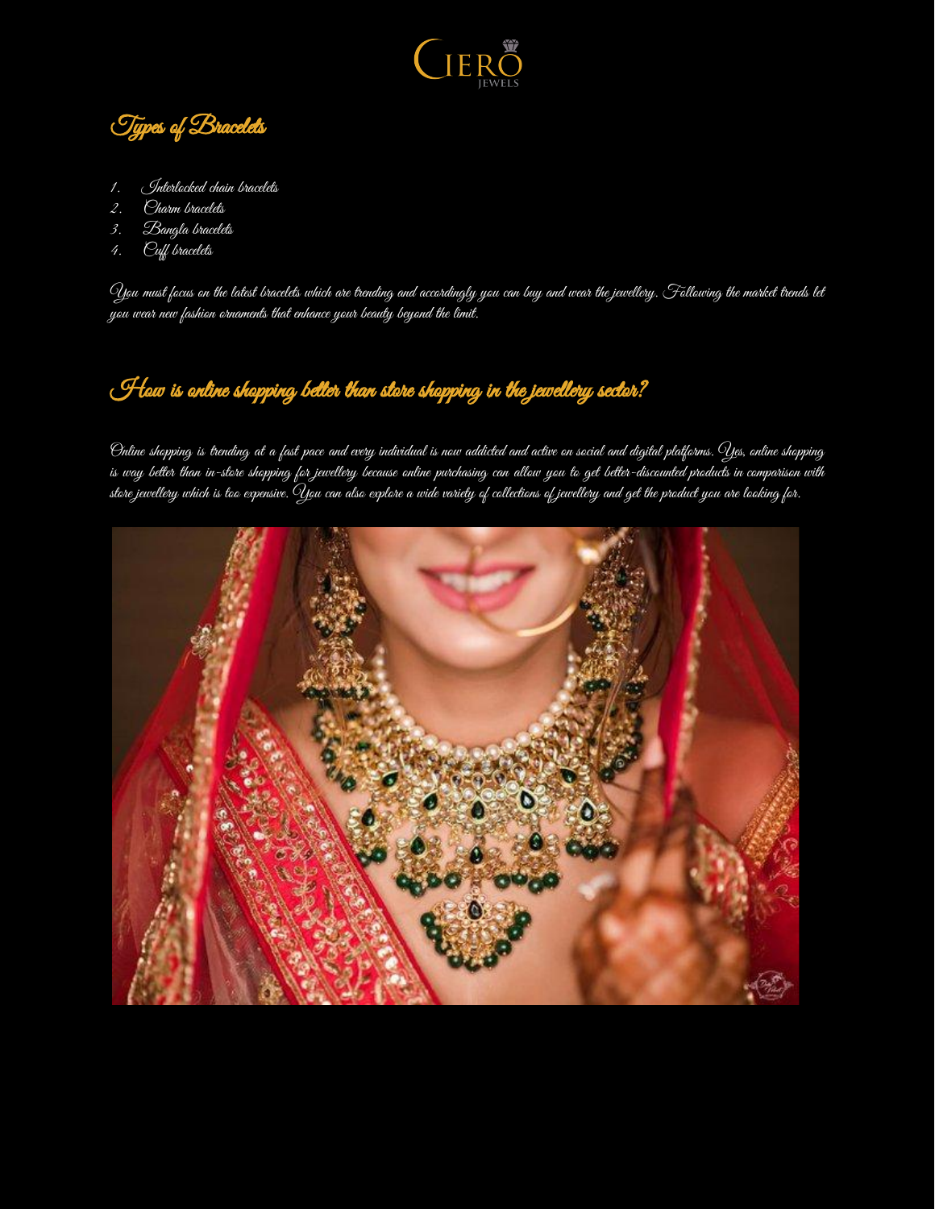## Types of Bracelets

1. Interlocked chain bracelets
2. Charm bracelets
3. Bangla bracelets
4. Cuff bracelets

You must focus on the latest bracelets which are trending and accordingly you can buy and wear the jewellery. Following the market trends let you wear new fashion ornaments that enhance your beauty beyond the limit.

## How is online shopping better than store shopping in the jewellery sector?

Online shopping is trending at a fast pace and every individual is now addicted and active on social and digital platforms. Yes, online shopping is way better than in-store shopping for jewellery because online purchasing can allow you to get better-discounted products in comparison with store jewellery which is too expensive. You can also explore a wide variety of collections of jewellery and get the product you are looking for.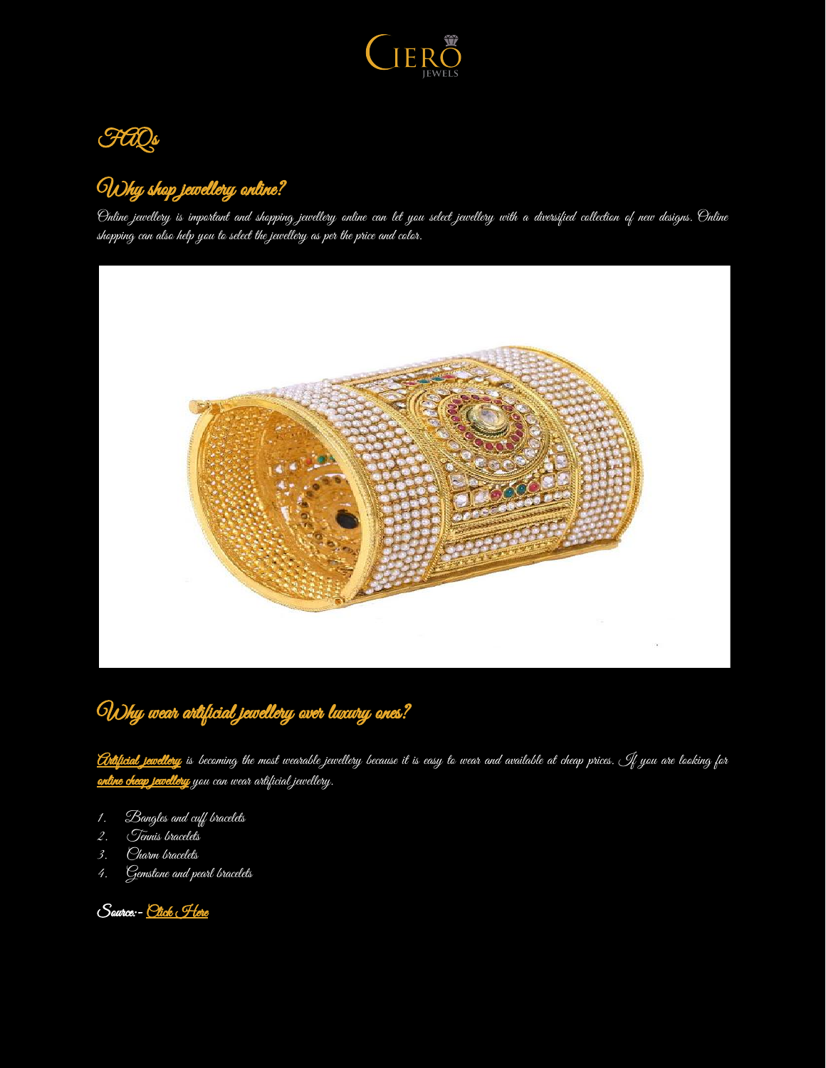# FAQs

## Why shop jewellery online?

Online jewellery is important and shopping jewellery online can let you select jewellery with a diversified collection of new designs. Online shopping can also help you to select the jewellery as per the price and color.

## Why wear artificial jewellery over luxury ones?

Artificial jewellery is becoming the most wearable jewellery because it is easy to wear and available at cheap prices. If you are looking for online cheap jewellery you can wear artificial jewellery.

1. Bangles and cuff bracelets
2. Tennis bracelets
3. Charm bracelets
4. Gemstone and pearl bracelets

**Source:-** Click Here